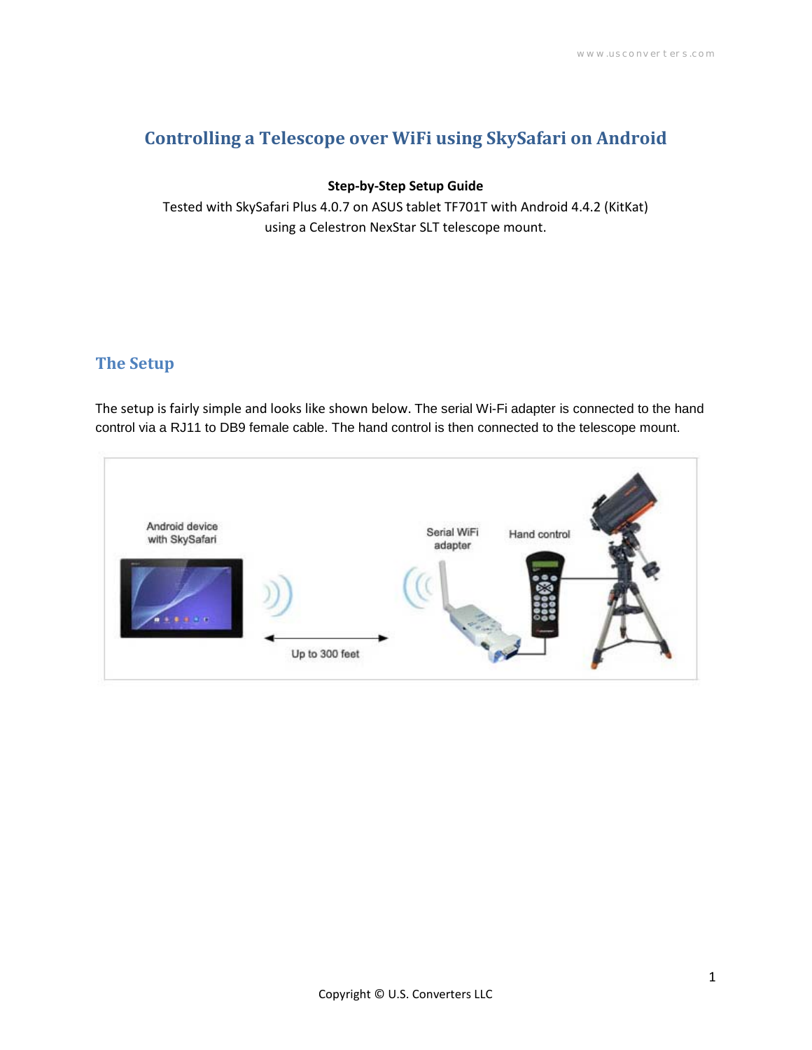# Controlling a Telescope over WiFi using SkySafari on Android

**Step-by-Step Setup Guide**

Tested with SkySafari Plus 4.0.7 on ASUS tablet TF701T with Android 4.4.2 (KitKat) using a Celestron NexStar SLT telescope mount.

## The Setup

The setup is fairly simple and looks like shown below. The serial Wi-Fi adapter is connected to the hand control via a RJ11 to DB9 female cable. The hand control is then connected to the telescope mount.

Android device with SkySafari

Up to 300 feet

Serial WiFi adapter

Hand control

Copyright © U.S. Converters LLC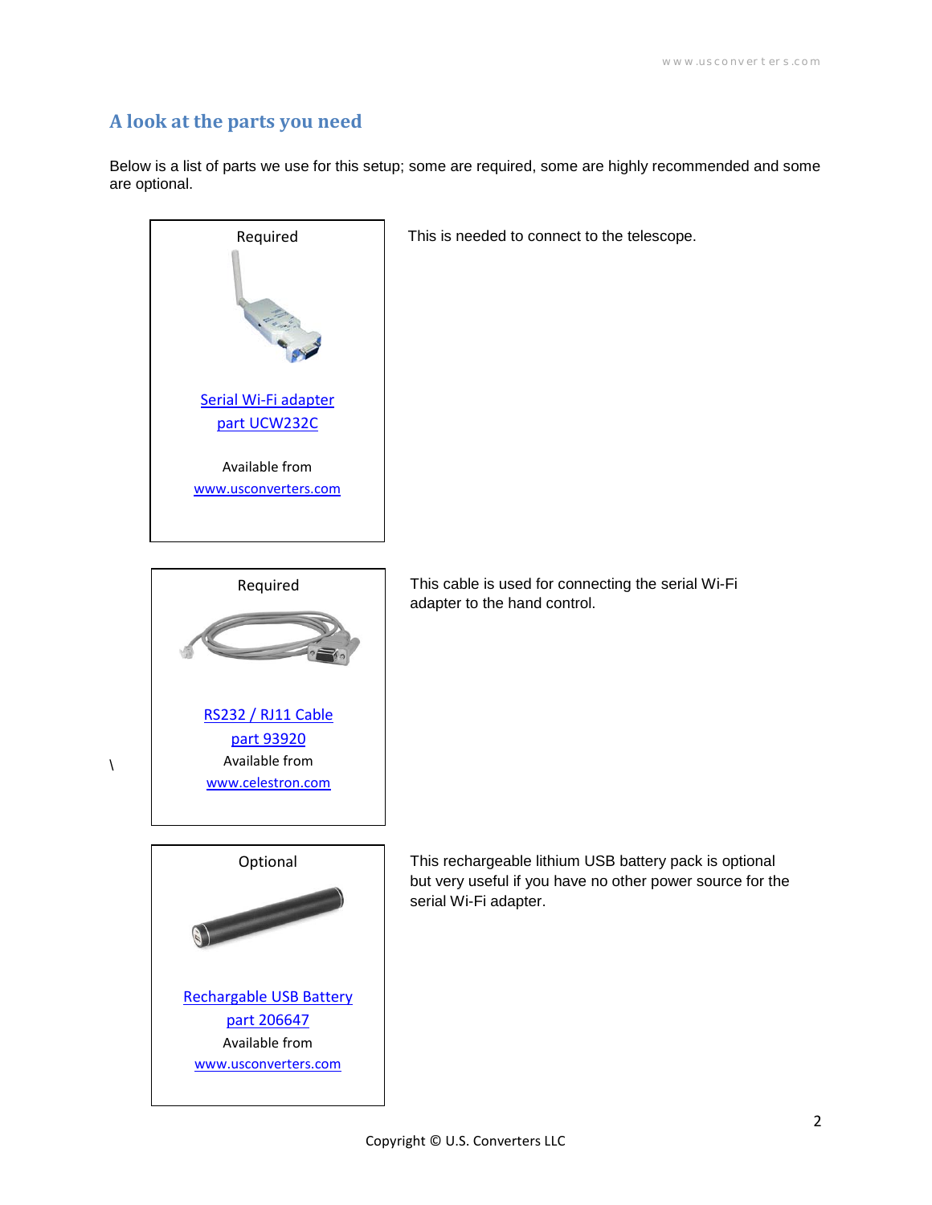## A look at the parts you need

Below is a list of parts we use for this setup; some are required, some are highly recommended and some are optional.

Required

Serial Wi-Fi adapter
part UCW232C

Available from
www.usconverters.com

This is needed to connect to the telescope.

Required

RS232 / RJ11 Cable
part 93920
Available from
www.celestron.com

This cable is used for connecting the serial Wi-Fi adapter to the hand control.

Optional

Rechargable USB Battery
part 206647
Available from
www.usconverters.com

This rechargeable lithium USB battery pack is optional but very useful if you have no other power source for the serial Wi-Fi adapter.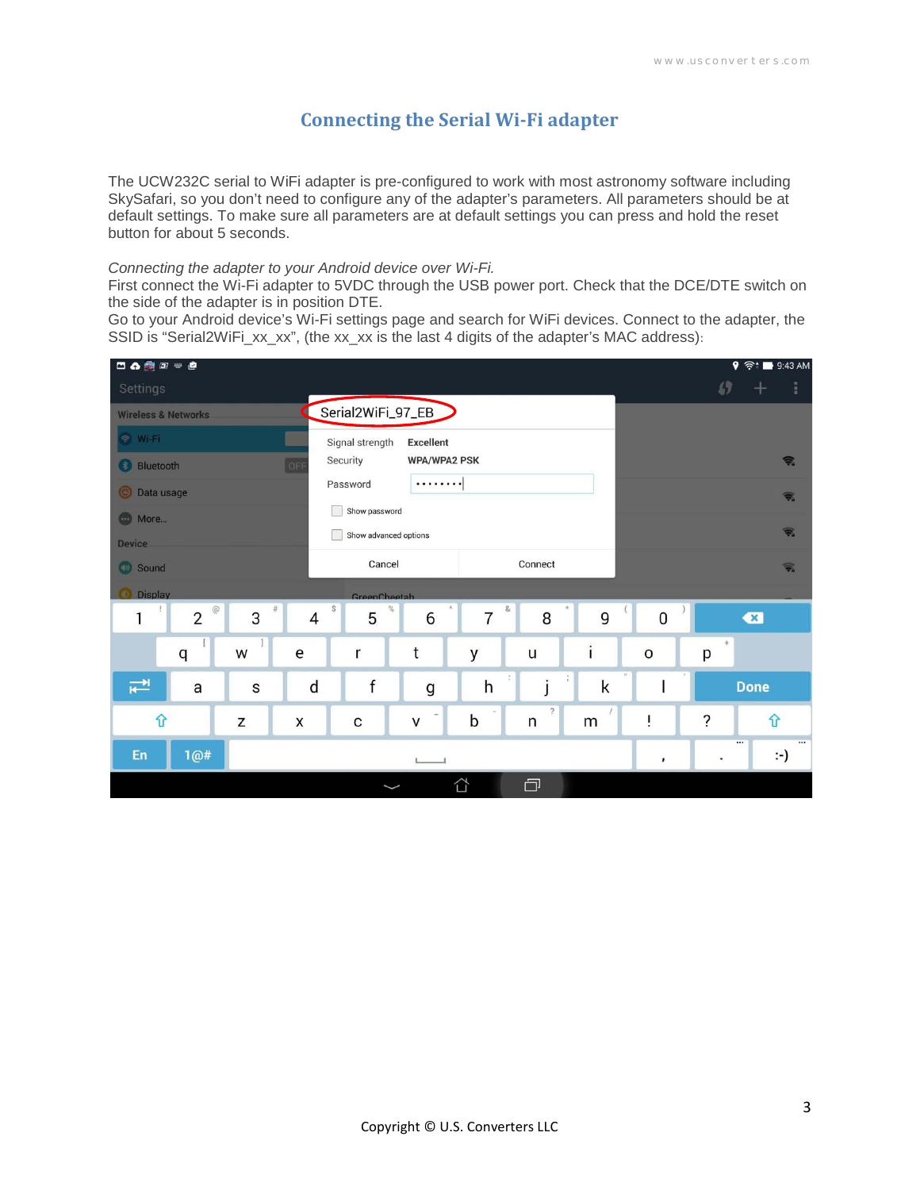## Connecting the Serial Wi-Fi adapter

The UCW232C serial to WiFi adapter is pre-configured to work with most astronomy software including SkySafari, so you don't need to configure any of the adapter's parameters. All parameters should be at default settings. To make sure all parameters are at default settings you can press and hold the reset button for about 5 seconds.

*Connecting the adapter to your Android device over Wi-Fi.*

First connect the Wi-Fi adapter to 5VDC through the USB power port. Check that the DCE/DTE switch on the side of the adapter is in position DTE.

Go to your Android device's Wi-Fi settings page and search for WiFi devices. Connect to the adapter, the SSID is "Serial2WiFi_xx_xx", (the xx_xx is the last 4 digits of the adapter's MAC address):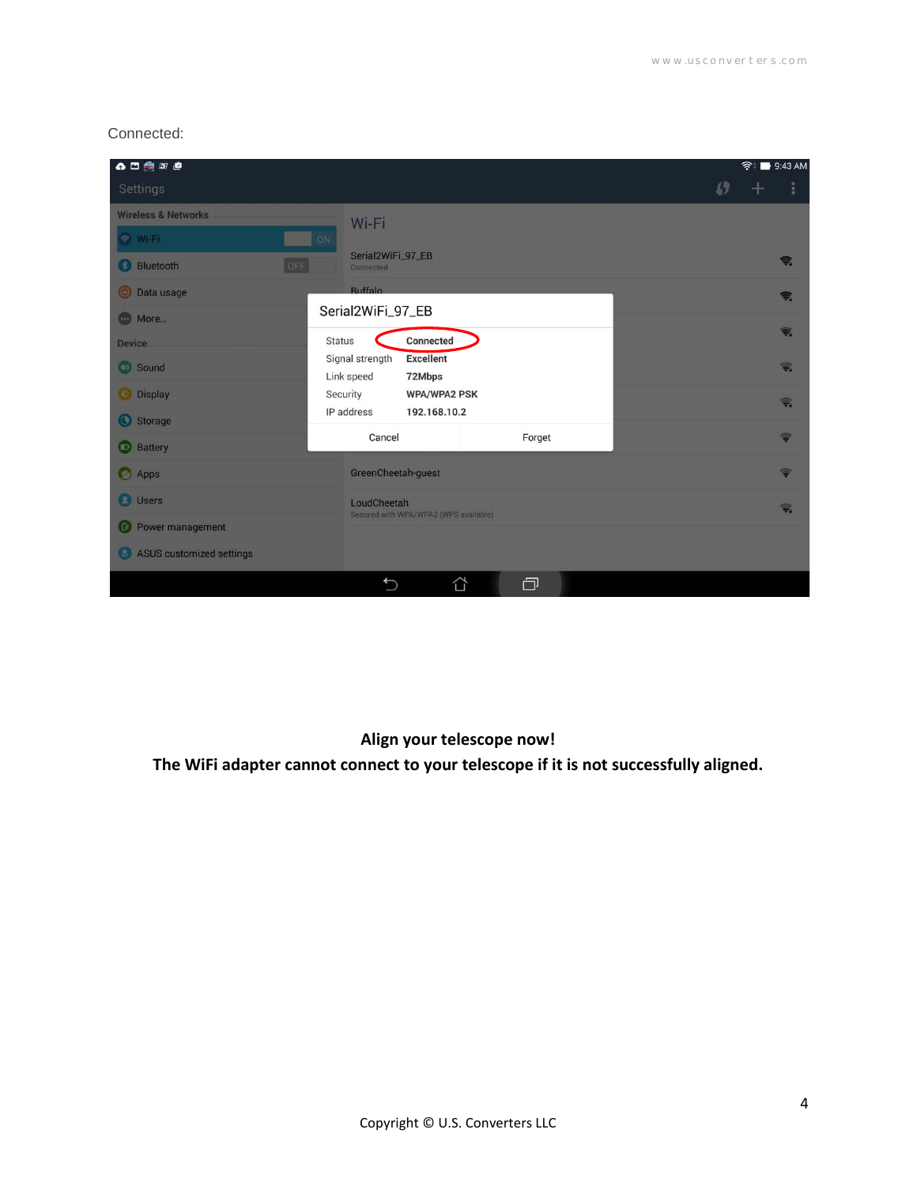Connected:

**Align your telescope now!**
**The WiFi adapter cannot connect to your telescope if it is not successfully aligned.**

Copyright © U.S. Converters LLC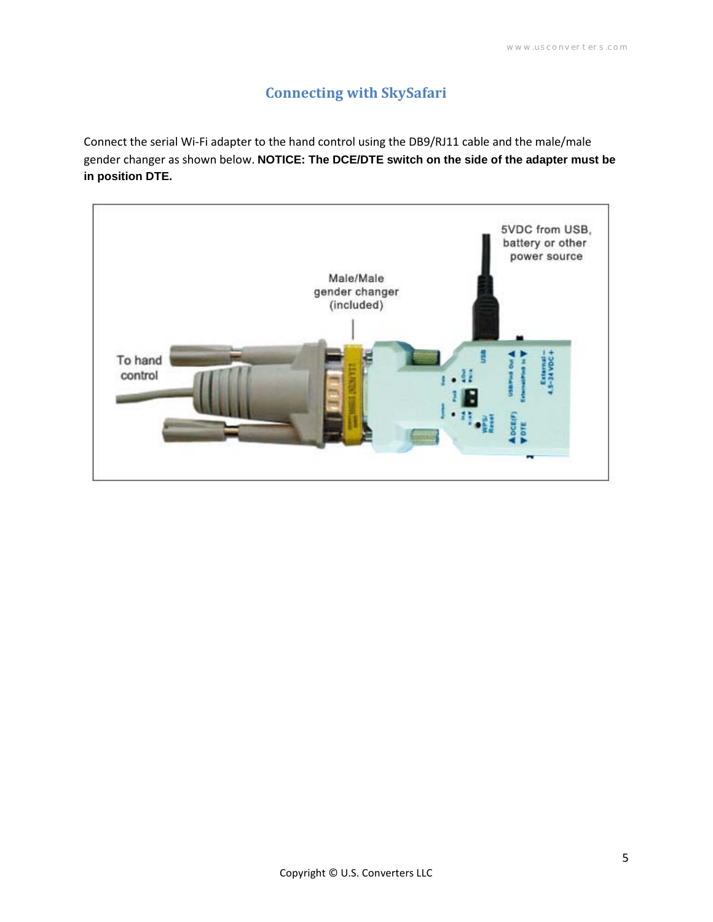## Connecting with SkySafari

Connect the serial Wi-Fi adapter to the hand control using the DB9/RJ11 cable and the male/male gender changer as shown below. **NOTICE: The DCE/DTE switch on the side of the adapter must be in position DTE.**

5VDC from USB, battery or other power source

Male/Male gender changer (included)

To hand control

Copyright © U.S. Converters LLC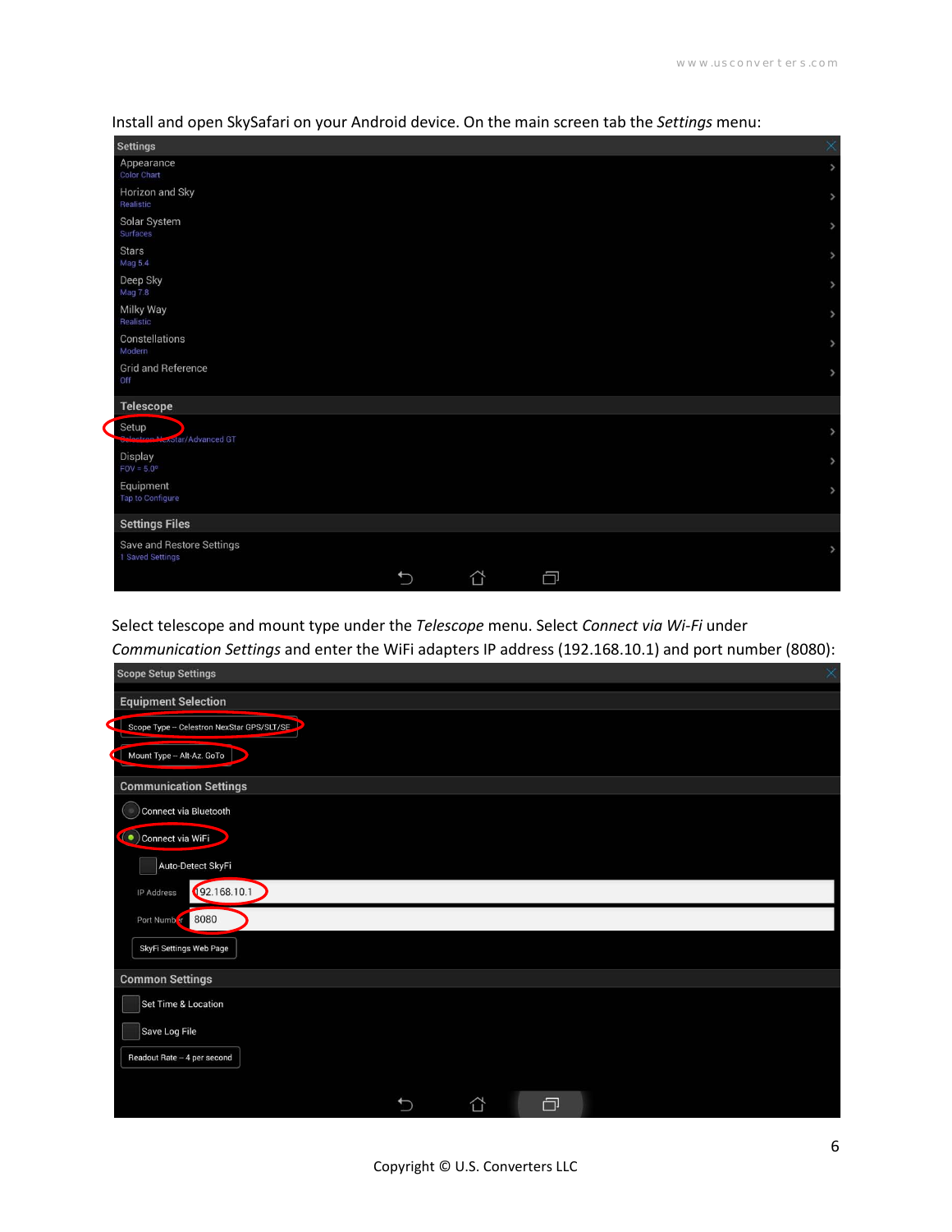Install and open SkySafari on your Android device. On the main screen tab the *Settings* menu:

Select telescope and mount type under the *Telescope* menu. Select *Connect via Wi-Fi* under *Communication Settings* and enter the WiFi adapters IP address (192.168.10.1) and port number (8080):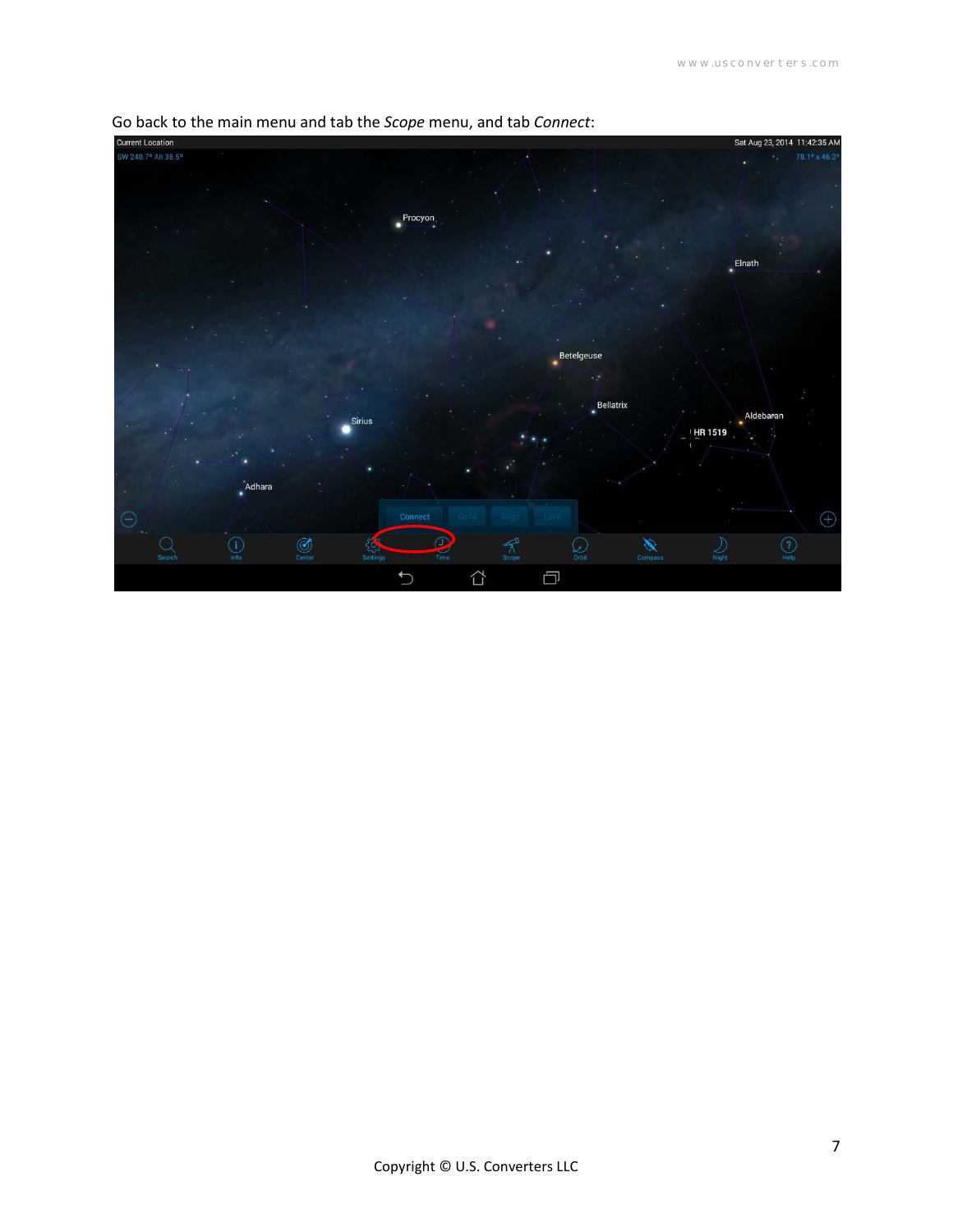Go back to the main menu and tab the *Scope* menu, and tab *Connect*:

Copyright © U.S. Converters LLC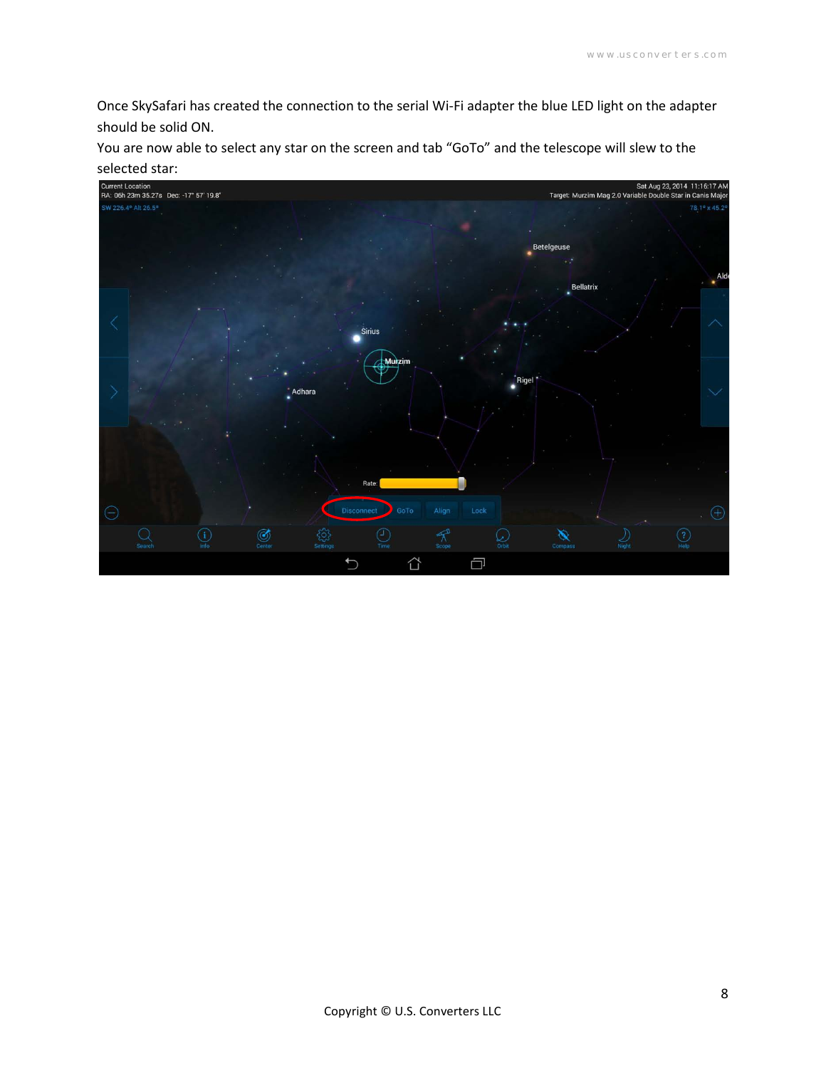Once SkySafari has created the connection to the serial Wi-Fi adapter the blue LED light on the adapter should be solid ON.

You are now able to select any star on the screen and tab “GoTo” and the telescope will slew to the selected star:

Copyright © U.S. Converters LLC